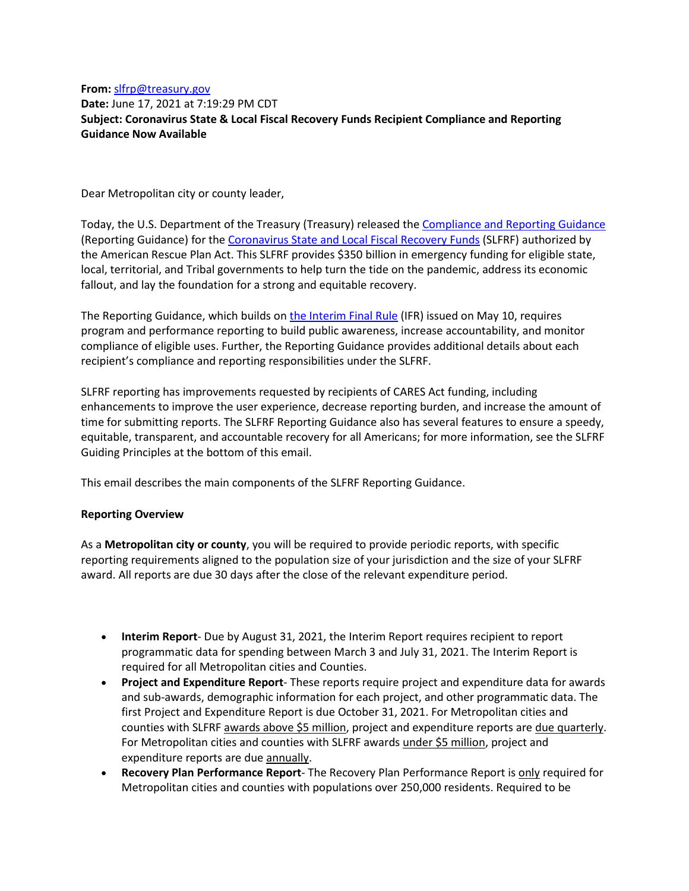**From:** slfrp@treasury.gov
**Date:** June 17, 2021 at 7:19:29 PM CDT
**Subject: Coronavirus State & Local Fiscal Recovery Funds Recipient Compliance and Reporting Guidance Now Available**

Dear Metropolitan city or county leader,

Today, the U.S. Department of the Treasury (Treasury) released the Compliance and Reporting Guidance (Reporting Guidance) for the Coronavirus State and Local Fiscal Recovery Funds (SLFRF) authorized by the American Rescue Plan Act. This SLFRF provides $350 billion in emergency funding for eligible state, local, territorial, and Tribal governments to help turn the tide on the pandemic, address its economic fallout, and lay the foundation for a strong and equitable recovery.

The Reporting Guidance, which builds on the Interim Final Rule (IFR) issued on May 10, requires program and performance reporting to build public awareness, increase accountability, and monitor compliance of eligible uses. Further, the Reporting Guidance provides additional details about each recipient's compliance and reporting responsibilities under the SLFRF.

SLFRF reporting has improvements requested by recipients of CARES Act funding, including enhancements to improve the user experience, decrease reporting burden, and increase the amount of time for submitting reports. The SLFRF Reporting Guidance also has several features to ensure a speedy, equitable, transparent, and accountable recovery for all Americans; for more information, see the SLFRF Guiding Principles at the bottom of this email.

This email describes the main components of the SLFRF Reporting Guidance.

**Reporting Overview**

As a **Metropolitan city or county**, you will be required to provide periodic reports, with specific reporting requirements aligned to the population size of your jurisdiction and the size of your SLFRF award. All reports are due 30 days after the close of the relevant expenditure period.

- **Interim Report**- Due by August 31, 2021, the Interim Report requires recipient to report programmatic data for spending between March 3 and July 31, 2021. The Interim Report is required for all Metropolitan cities and Counties.
- **Project and Expenditure Report**- These reports require project and expenditure data for awards and sub-awards, demographic information for each project, and other programmatic data. The first Project and Expenditure Report is due October 31, 2021. For Metropolitan cities and counties with SLFRF awards above $5 million, project and expenditure reports are due quarterly. For Metropolitan cities and counties with SLFRF awards under $5 million, project and expenditure reports are due annually.
- **Recovery Plan Performance Report**- The Recovery Plan Performance Report is only required for Metropolitan cities and counties with populations over 250,000 residents. Required to be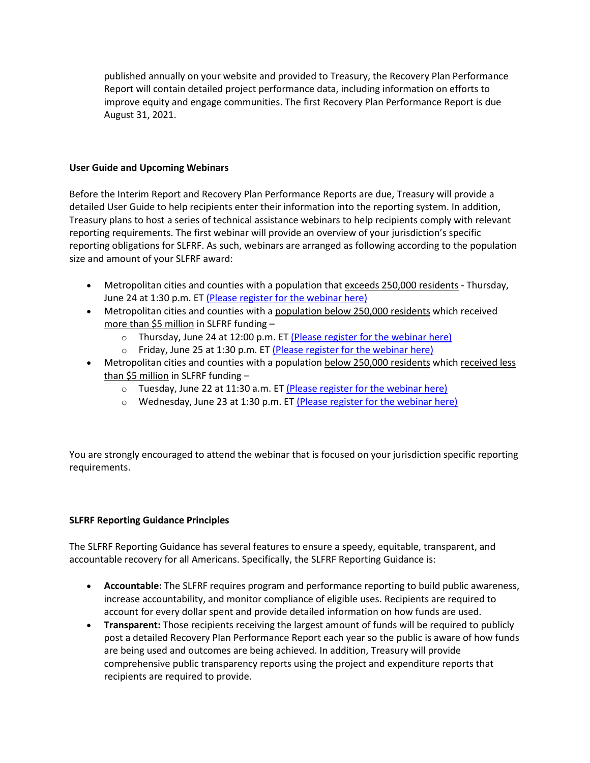published annually on your website and provided to Treasury, the Recovery Plan Performance Report will contain detailed project performance data, including information on efforts to improve equity and engage communities. The first Recovery Plan Performance Report is due August 31, 2021.

**User Guide and Upcoming Webinars**

Before the Interim Report and Recovery Plan Performance Reports are due, Treasury will provide a detailed User Guide to help recipients enter their information into the reporting system. In addition, Treasury plans to host a series of technical assistance webinars to help recipients comply with relevant reporting requirements. The first webinar will provide an overview of your jurisdiction's specific reporting obligations for SLFRF. As such, webinars are arranged as following according to the population size and amount of your SLFRF award:

- Metropolitan cities and counties with a population that exceeds 250,000 residents - Thursday, June 24 at 1:30 p.m. ET (Please register for the webinar here)
- Metropolitan cities and counties with a population below 250,000 residents which received more than $5 million in SLFRF funding –
  - Thursday, June 24 at 12:00 p.m. ET (Please register for the webinar here)
  - Friday, June 25 at 1:30 p.m. ET (Please register for the webinar here)
- Metropolitan cities and counties with a population below 250,000 residents which received less than $5 million in SLFRF funding –
  - Tuesday, June 22 at 11:30 a.m. ET (Please register for the webinar here)
  - Wednesday, June 23 at 1:30 p.m. ET (Please register for the webinar here)

You are strongly encouraged to attend the webinar that is focused on your jurisdiction specific reporting requirements.

**SLFRF Reporting Guidance Principles**

The SLFRF Reporting Guidance has several features to ensure a speedy, equitable, transparent, and accountable recovery for all Americans. Specifically, the SLFRF Reporting Guidance is:

- **Accountable:** The SLFRF requires program and performance reporting to build public awareness, increase accountability, and monitor compliance of eligible uses. Recipients are required to account for every dollar spent and provide detailed information on how funds are used.
- **Transparent:** Those recipients receiving the largest amount of funds will be required to publicly post a detailed Recovery Plan Performance Report each year so the public is aware of how funds are being used and outcomes are being achieved. In addition, Treasury will provide comprehensive public transparency reports using the project and expenditure reports that recipients are required to provide.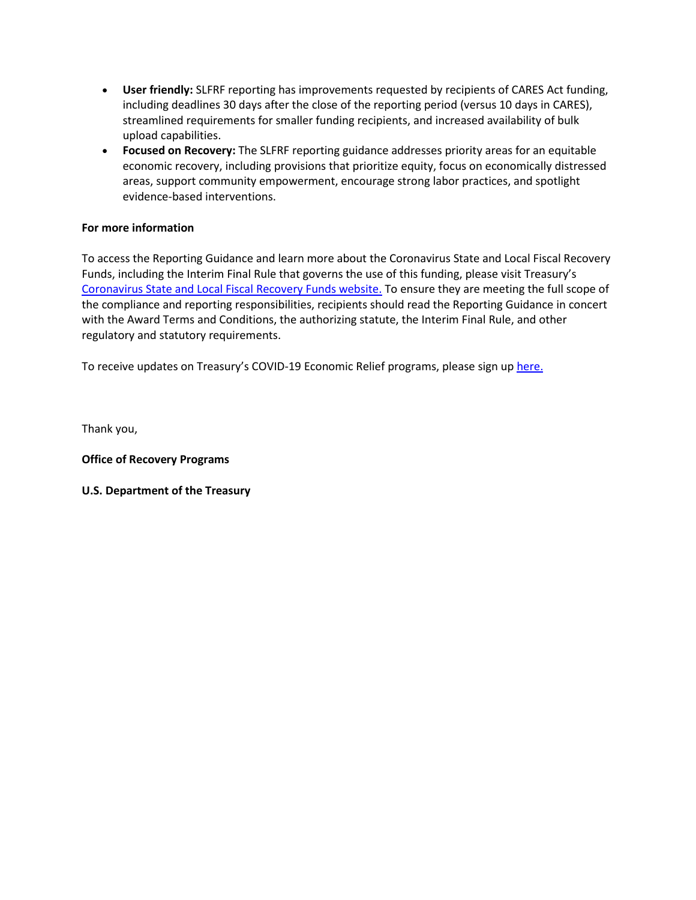- **User friendly:** SLFRF reporting has improvements requested by recipients of CARES Act funding, including deadlines 30 days after the close of the reporting period (versus 10 days in CARES), streamlined requirements for smaller funding recipients, and increased availability of bulk upload capabilities.
- **Focused on Recovery:** The SLFRF reporting guidance addresses priority areas for an equitable economic recovery, including provisions that prioritize equity, focus on economically distressed areas, support community empowerment, encourage strong labor practices, and spotlight evidence-based interventions.

**For more information**

To access the Reporting Guidance and learn more about the Coronavirus State and Local Fiscal Recovery Funds, including the Interim Final Rule that governs the use of this funding, please visit Treasury's Coronavirus State and Local Fiscal Recovery Funds website. To ensure they are meeting the full scope of the compliance and reporting responsibilities, recipients should read the Reporting Guidance in concert with the Award Terms and Conditions, the authorizing statute, the Interim Final Rule, and other regulatory and statutory requirements.

To receive updates on Treasury's COVID-19 Economic Relief programs, please sign up here.

Thank you,

**Office of Recovery Programs**

**U.S. Department of the Treasury**